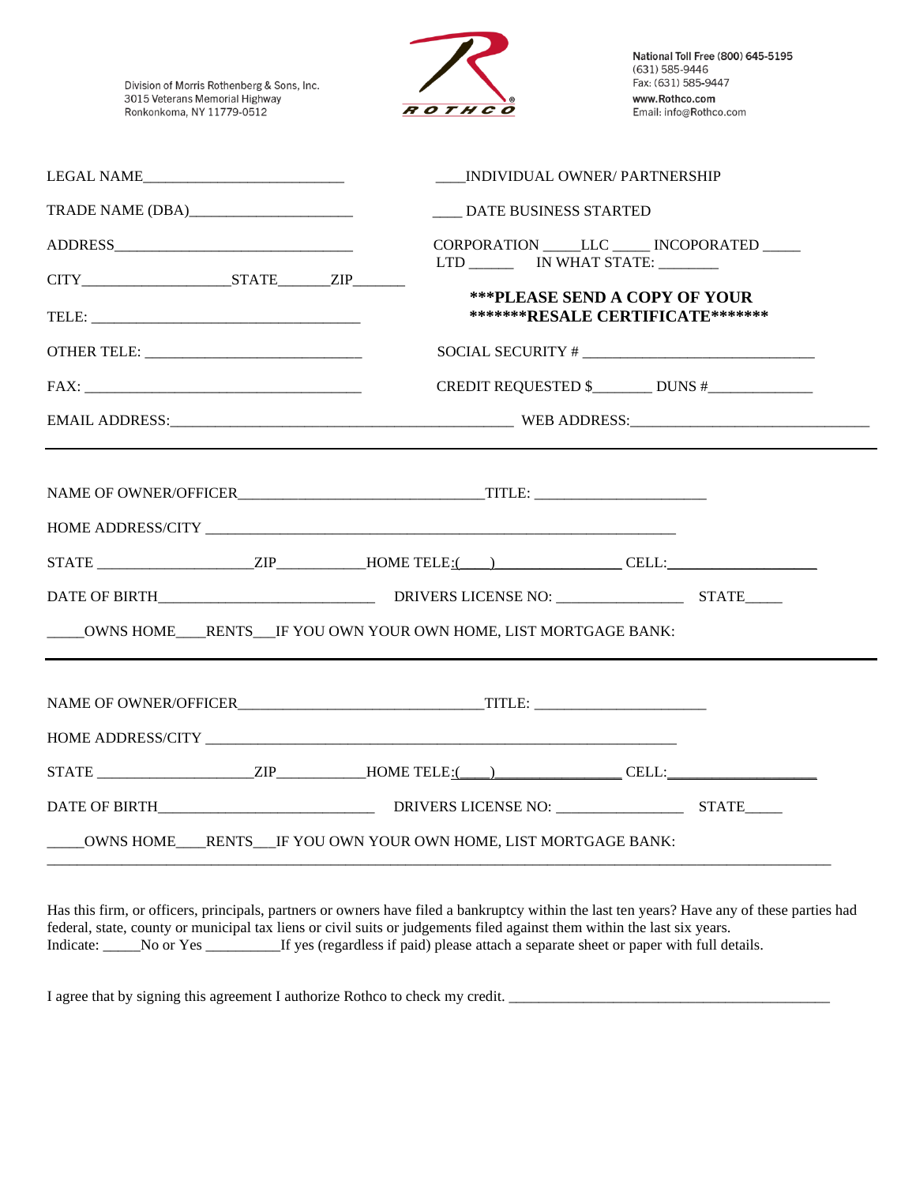Division of Morris Rothenberg & Sons, Inc.
3015 Veterans Memorial Highway
Ronkonkoma, NY 11779-0512

ROTHCO

National Toll Free (800) 645-5195
(631) 585-9446
Fax: (631) 585-9447
www.Rothco.com
Email: info@Rothco.com

LEGAL NAME__________________________ ____INDIVIDUAL OWNER/ PARTNERSHIP

TRADE NAME (DBA)_____________________ ____ DATE BUSINESS STARTED

ADDRESS________________________________ CORPORATION _____LLC _____ INCOPORATED _____
LTD ______ IN WHAT STATE: ________

CITY___________________STATE_______ZIP_______

**\*\*\*PLEASE SEND A COPY OF YOUR \*\*\*\*\*\*\*RESALE CERTIFICATE\*\*\*\*\*\*\***

TELE: ___________________________________

OTHER TELE: ___________________________ SOCIAL SECURITY # ______________________________

FAX: ___________________________________ CREDIT REQUESTED $________ DUNS #_____________

EMAIL ADDRESS:_____________________________________________ WEB ADDRESS:_______________________________

---

NAME OF OWNER/OFFICER________________________________TITLE: ______________________

HOME ADDRESS/CITY ____________________________________________________________

STATE ____________________ZIP___________HOME TELE:(____)________________ CELL:____________________

DATE OF BIRTH____________________________ DRIVERS LICENSE NO: ________________ STATE_____

_____OWNS HOME____RENTS___IF YOU OWN YOUR OWN HOME, LIST MORTGAGE BANK:

---

NAME OF OWNER/OFFICER________________________________TITLE: ______________________

HOME ADDRESS/CITY ____________________________________________________________

STATE ____________________ZIP___________HOME TELE:(____)________________ CELL:____________________

DATE OF BIRTH____________________________ DRIVERS LICENSE NO: ________________ STATE_____

_____OWNS HOME____RENTS___IF YOU OWN YOUR OWN HOME, LIST MORTGAGE BANK:

_______________________________________________________________________________________________

Has this firm, or officers, principals, partners or owners have filed a bankruptcy within the last ten years? Have any of these parties had federal, state, county or municipal tax liens or civil suits or judgements filed against them within the last six years.
Indicate: _____No or Yes __________If yes (regardless if paid) please attach a separate sheet or paper with full details.

I agree that by signing this agreement I authorize Rothco to check my credit. ___________________________________________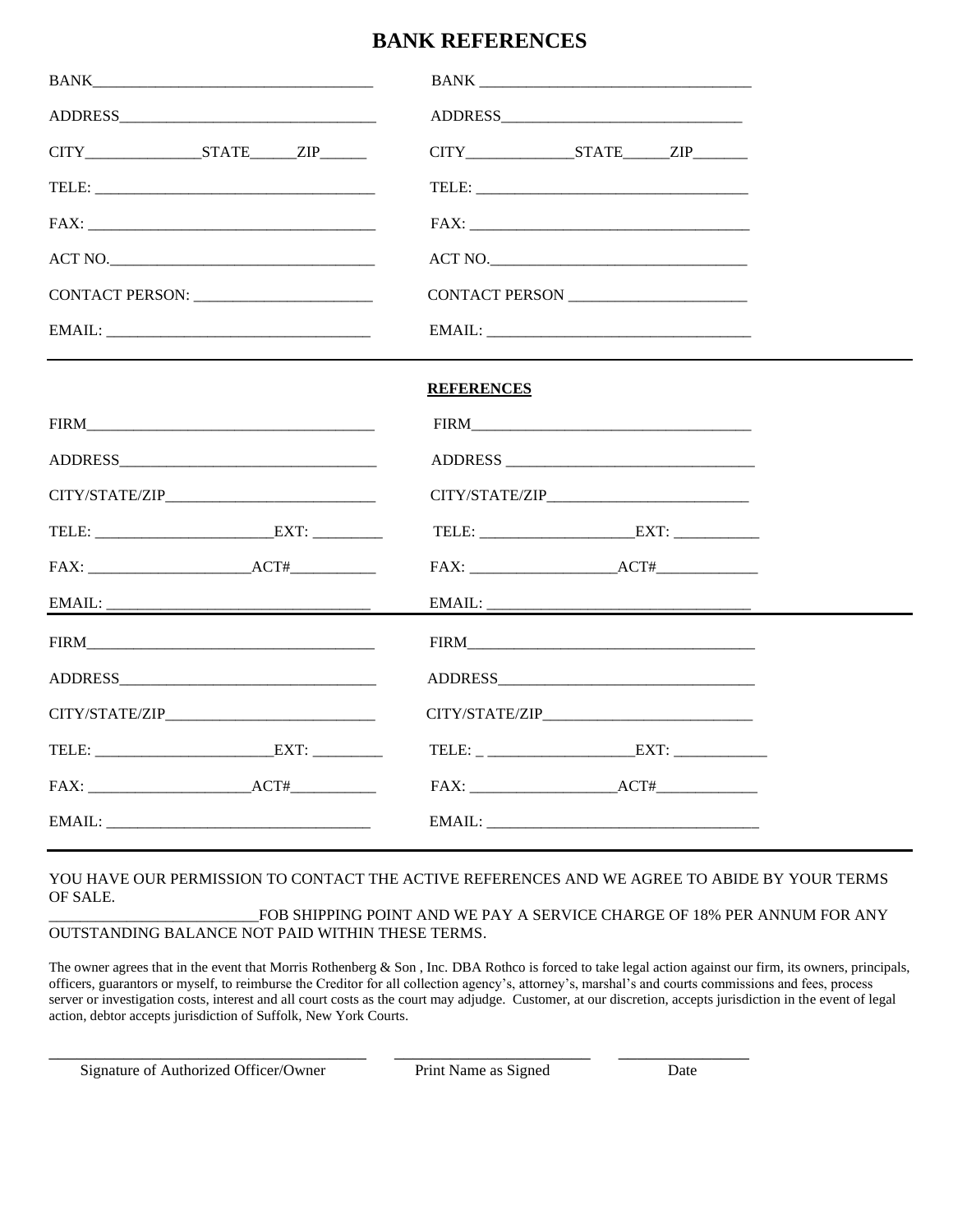# BANK REFERENCES

| | |
|---|---|
| BANK\_\_\_\_\_\_\_\_\_\_\_\_\_\_\_\_\_\_\_\_\_\_\_\_\_\_\_\_\_\_\_\_\_\_ | BANK \_\_\_\_\_\_\_\_\_\_\_\_\_\_\_\_\_\_\_\_\_\_\_\_\_\_\_\_\_\_\_\_\_\_ |
| ADDRESS\_\_\_\_\_\_\_\_\_\_\_\_\_\_\_\_\_\_\_\_\_\_\_\_\_\_\_\_\_\_\_\_ | ADDRESS\_\_\_\_\_\_\_\_\_\_\_\_\_\_\_\_\_\_\_\_\_\_\_\_\_\_\_\_\_\_ |
| CITY\_\_\_\_\_\_\_\_\_\_\_\_\_\_\_STATE\_\_\_\_\_\_ZIP\_\_\_\_\_\_ | CITY\_\_\_\_\_\_\_\_\_\_\_\_\_\_STATE\_\_\_\_\_\_ZIP\_\_\_\_\_\_\_ |
| TELE: \_\_\_\_\_\_\_\_\_\_\_\_\_\_\_\_\_\_\_\_\_\_\_\_\_\_\_\_\_\_\_\_\_\_ | TELE: \_\_\_\_\_\_\_\_\_\_\_\_\_\_\_\_\_\_\_\_\_\_\_\_\_\_\_\_\_\_\_\_\_ |
| FAX: \_\_\_\_\_\_\_\_\_\_\_\_\_\_\_\_\_\_\_\_\_\_\_\_\_\_\_\_\_\_\_\_\_\_\_ | FAX: \_\_\_\_\_\_\_\_\_\_\_\_\_\_\_\_\_\_\_\_\_\_\_\_\_\_\_\_\_\_\_\_\_\_ |
| ACT NO.\_\_\_\_\_\_\_\_\_\_\_\_\_\_\_\_\_\_\_\_\_\_\_\_\_\_\_\_\_\_\_\_\_ | ACT NO.\_\_\_\_\_\_\_\_\_\_\_\_\_\_\_\_\_\_\_\_\_\_\_\_\_\_\_\_\_\_\_\_ |
| CONTACT PERSON: \_\_\_\_\_\_\_\_\_\_\_\_\_\_\_\_\_\_\_\_\_\_\_ | CONTACT PERSON \_\_\_\_\_\_\_\_\_\_\_\_\_\_\_\_\_\_\_\_\_\_\_ |
| EMAIL: \_\_\_\_\_\_\_\_\_\_\_\_\_\_\_\_\_\_\_\_\_\_\_\_\_\_\_\_\_\_\_\_\_\_ | EMAIL: \_\_\_\_\_\_\_\_\_\_\_\_\_\_\_\_\_\_\_\_\_\_\_\_\_\_\_\_\_\_\_\_\_\_ |

**REFERENCES**

| | |
|---|---|
| FIRM\_\_\_\_\_\_\_\_\_\_\_\_\_\_\_\_\_\_\_\_\_\_\_\_\_\_\_\_\_\_\_\_\_\_\_\_\_ | FIRM\_\_\_\_\_\_\_\_\_\_\_\_\_\_\_\_\_\_\_\_\_\_\_\_\_\_\_\_\_\_\_\_\_\_\_\_ |
| ADDRESS\_\_\_\_\_\_\_\_\_\_\_\_\_\_\_\_\_\_\_\_\_\_\_\_\_\_\_\_\_\_\_\_ | ADDRESS \_\_\_\_\_\_\_\_\_\_\_\_\_\_\_\_\_\_\_\_\_\_\_\_\_\_\_\_\_\_\_ |
| CITY/STATE/ZIP\_\_\_\_\_\_\_\_\_\_\_\_\_\_\_\_\_\_\_\_\_\_\_\_\_\_\_ | CITY/STATE/ZIP\_\_\_\_\_\_\_\_\_\_\_\_\_\_\_\_\_\_\_\_\_\_\_\_\_\_ |
| TELE: \_\_\_\_\_\_\_\_\_\_\_\_\_\_\_\_\_\_\_\_\_\_\_EXT: \_\_\_\_\_\_\_\_\_ | TELE: \_\_\_\_\_\_\_\_\_\_\_\_\_\_\_\_\_\_\_\_EXT: \_\_\_\_\_\_\_\_\_\_\_ |
| FAX: \_\_\_\_\_\_\_\_\_\_\_\_\_\_\_\_\_\_\_\_\_ACT#\_\_\_\_\_\_\_\_\_\_\_ | FAX: \_\_\_\_\_\_\_\_\_\_\_\_\_\_\_\_\_\_\_ACT#\_\_\_\_\_\_\_\_\_\_\_\_\_ |
| EMAIL: \_\_\_\_\_\_\_\_\_\_\_\_\_\_\_\_\_\_\_\_\_\_\_\_\_\_\_\_\_\_\_\_\_\_ | EMAIL: \_\_\_\_\_\_\_\_\_\_\_\_\_\_\_\_\_\_\_\_\_\_\_\_\_\_\_\_\_\_\_\_\_\_ |
| FIRM\_\_\_\_\_\_\_\_\_\_\_\_\_\_\_\_\_\_\_\_\_\_\_\_\_\_\_\_\_\_\_\_\_\_\_\_\_ | FIRM\_\_\_\_\_\_\_\_\_\_\_\_\_\_\_\_\_\_\_\_\_\_\_\_\_\_\_\_\_\_\_\_\_\_\_\_\_ |
| ADDRESS\_\_\_\_\_\_\_\_\_\_\_\_\_\_\_\_\_\_\_\_\_\_\_\_\_\_\_\_\_\_\_\_ | ADDRESS\_\_\_\_\_\_\_\_\_\_\_\_\_\_\_\_\_\_\_\_\_\_\_\_\_\_\_\_\_\_\_\_ |
| CITY/STATE/ZIP\_\_\_\_\_\_\_\_\_\_\_\_\_\_\_\_\_\_\_\_\_\_\_\_\_\_\_ | CITY/STATE/ZIP\_\_\_\_\_\_\_\_\_\_\_\_\_\_\_\_\_\_\_\_\_\_\_\_\_\_\_ |
| TELE: \_\_\_\_\_\_\_\_\_\_\_\_\_\_\_\_\_\_\_\_\_\_\_EXT: \_\_\_\_\_\_\_\_\_ | TELE: \_ \_\_\_\_\_\_\_\_\_\_\_\_\_\_\_\_\_\_\_EXT: \_\_\_\_\_\_\_\_\_\_\_\_ |
| FAX: \_\_\_\_\_\_\_\_\_\_\_\_\_\_\_\_\_\_\_\_\_ACT#\_\_\_\_\_\_\_\_\_\_\_ | FAX: \_\_\_\_\_\_\_\_\_\_\_\_\_\_\_\_\_\_\_ACT#\_\_\_\_\_\_\_\_\_\_\_\_\_ |
| EMAIL: \_\_\_\_\_\_\_\_\_\_\_\_\_\_\_\_\_\_\_\_\_\_\_\_\_\_\_\_\_\_\_\_\_\_ | EMAIL: \_\_\_\_\_\_\_\_\_\_\_\_\_\_\_\_\_\_\_\_\_\_\_\_\_\_\_\_\_\_\_\_\_\_\_ |

YOU HAVE OUR PERMISSION TO CONTACT THE ACTIVE REFERENCES AND WE AGREE TO ABIDE BY YOUR TERMS OF SALE.

\_\_\_\_\_\_\_\_\_\_\_\_\_\_\_\_\_\_\_\_\_\_\_\_\_\_\_FOB SHIPPING POINT AND WE PAY A SERVICE CHARGE OF 18% PER ANNUM FOR ANY OUTSTANDING BALANCE NOT PAID WITHIN THESE TERMS.

The owner agrees that in the event that Morris Rothenberg & Son , Inc. DBA Rothco is forced to take legal action against our firm, its owners, principals, officers, guarantors or myself, to reimburse the Creditor for all collection agency's, attorney's, marshal's and courts commissions and fees, process server or investigation costs, interest and all court costs as the court may adjudge. Customer, at our discretion, accepts jurisdiction in the event of legal action, debtor accepts jurisdiction of Suffolk, New York Courts.

| \_\_\_\_\_\_\_\_\_\_\_\_\_\_\_\_\_\_\_\_\_\_\_\_\_\_\_\_\_\_\_\_\_\_\_\_\_\_\_\_ | \_\_\_\_\_\_\_\_\_\_\_\_\_\_\_\_\_\_\_\_\_\_\_\_\_ | \_\_\_\_\_\_\_\_\_\_\_\_\_\_\_\_\_ |
|---|---|---|
| Signature of Authorized Officer/Owner | Print Name as Signed | Date |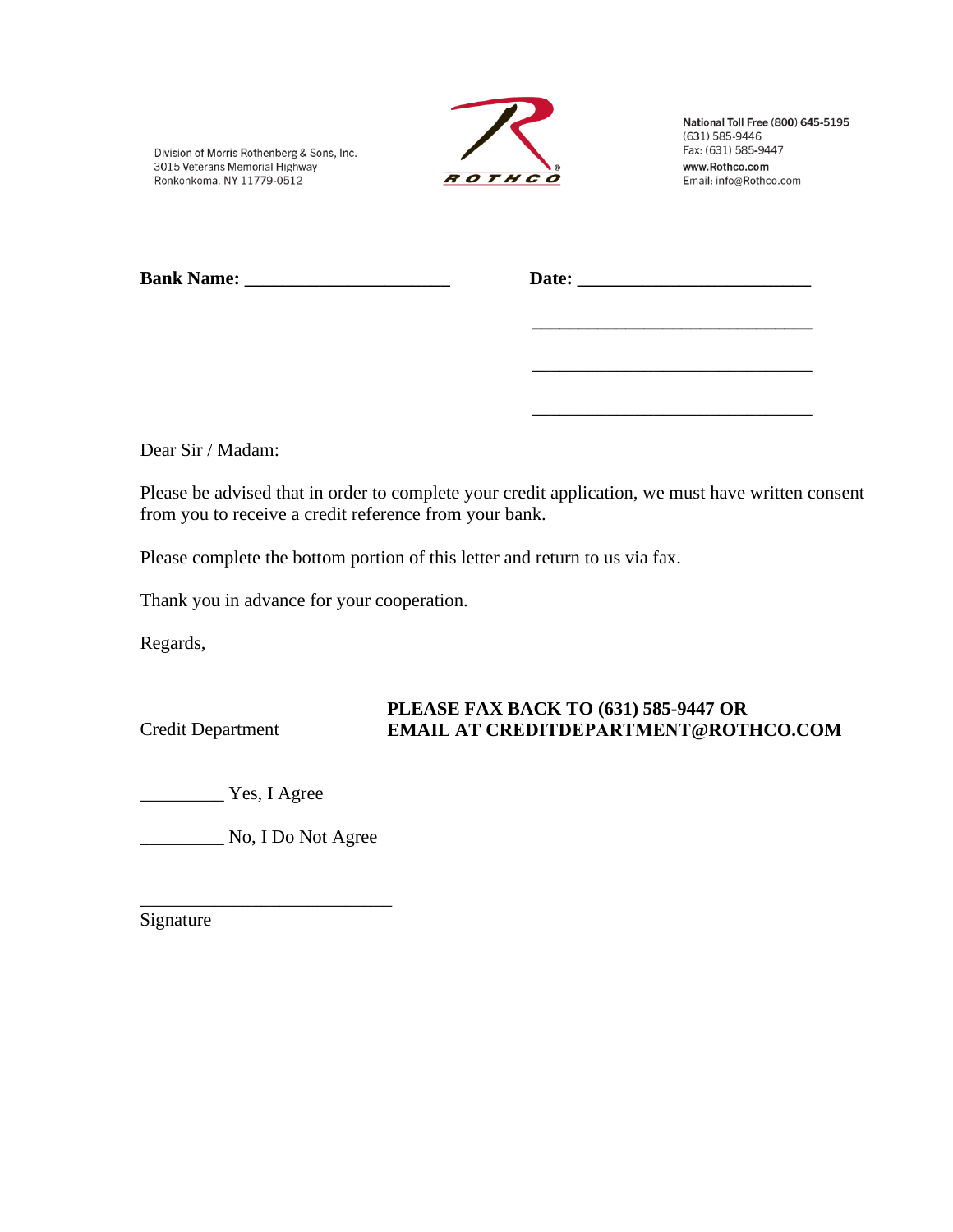Division of Morris Rothenberg & Sons, Inc.
3015 Veterans Memorial Highway
Ronkonkoma, NY 11779-0512

ROTHCO®

National Toll Free (800) 645-5195
(631) 585-9446
Fax: (631) 585-9447
www.Rothco.com
Email: info@Rothco.com

**Bank Name: ______________________** **Date: _________________________**

______________________________

______________________________

______________________________

Dear Sir / Madam:

Please be advised that in order to complete your credit application, we must have written consent from you to receive a credit reference from your bank.

Please complete the bottom portion of this letter and return to us via fax.

Thank you in advance for your cooperation.

Regards,

Credit Department

**PLEASE FAX BACK TO (631) 585-9447 OR EMAIL AT CREDITDEPARTMENT@ROTHCO.COM**

_________ Yes, I Agree

_________ No, I Do Not Agree

___________________________
Signature